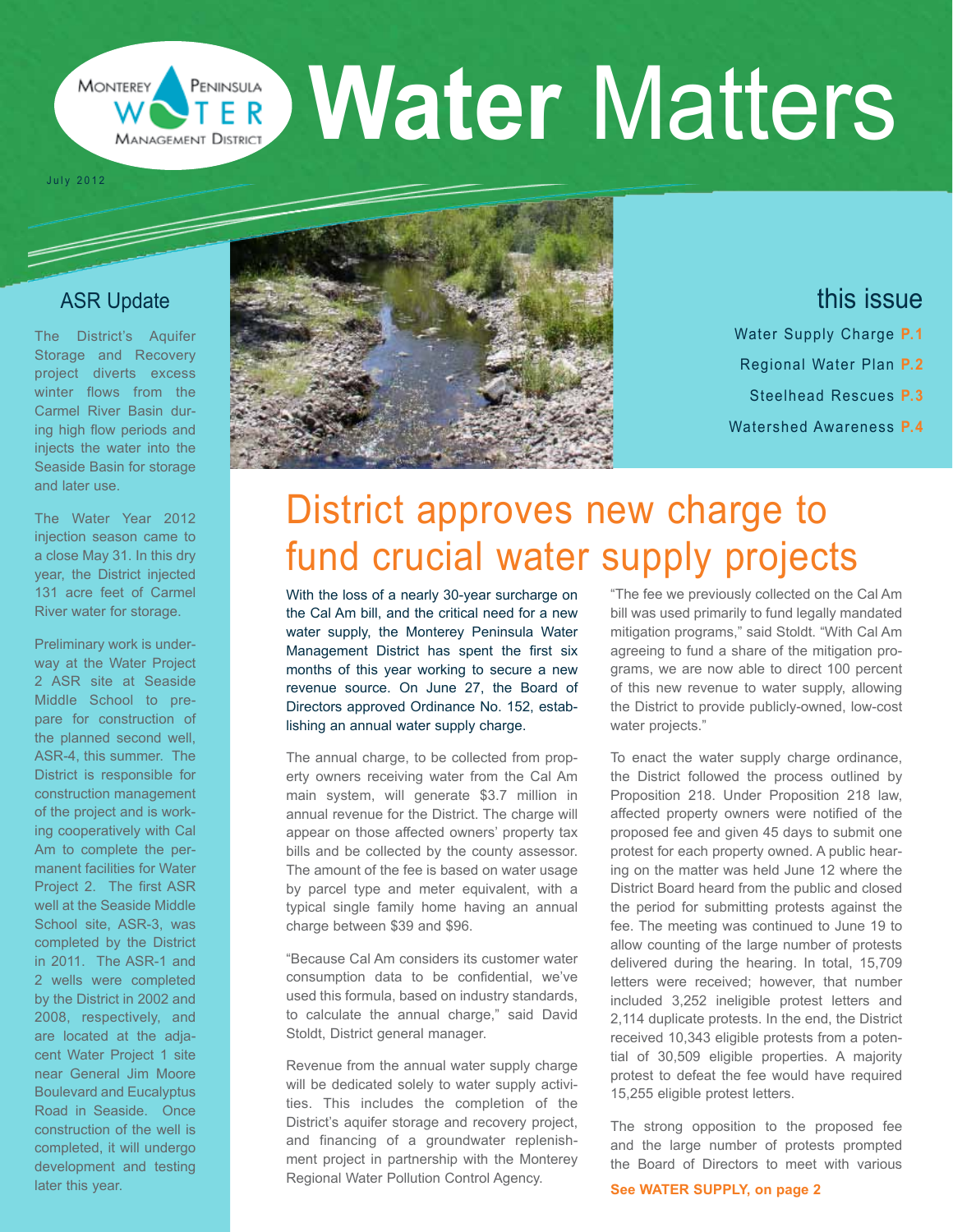# Water Matters

Monterey Peninsula Water Management District

July 2012

## this issue

Water Supply Charge P.1

Regional Water Plan P.2

Steelhead Rescues P.3

Watershed Awareness P.4

## ASR Update

The District's Aquifer Storage and Recovery project diverts excess winter flows from the Carmel River Basin during high flow periods and injects the water into the Seaside Basin for storage and later use.

The Water Year 2012 injection season came to a close May 31. In this dry year, the District injected 131 acre feet of Carmel River water for storage.

Preliminary work is underway at the Water Project 2 ASR site at Seaside Middle School to prepare for construction of the planned second well, ASR-4, this summer. The District is responsible for construction management of the project and is working cooperatively with Cal Am to complete the permanent facilities for Water Project 2. The first ASR well at the Seaside Middle School site, ASR-3, was completed by the District in 2011. The ASR-1 and 2 wells were completed by the District in 2002 and 2008, respectively, and are located at the adjacent Water Project 1 site near General Jim Moore Boulevard and Eucalyptus Road in Seaside. Once construction of the well is completed, it will undergo development and testing later this year.

# District approves new charge to fund crucial water supply projects

With the loss of a nearly 30-year surcharge on the Cal Am bill, and the critical need for a new water supply, the Monterey Peninsula Water Management District has spent the first six months of this year working to secure a new revenue source. On June 27, the Board of Directors approved Ordinance No. 152, establishing an annual water supply charge.

The annual charge, to be collected from property owners receiving water from the Cal Am main system, will generate $3.7 million in annual revenue for the District. The charge will appear on those affected owners' property tax bills and be collected by the county assessor. The amount of the fee is based on water usage by parcel type and meter equivalent, with a typical single family home having an annual charge between $39 and $96.

"Because Cal Am considers its customer water consumption data to be confidential, we've used this formula, based on industry standards, to calculate the annual charge," said David Stoldt, District general manager.

Revenue from the annual water supply charge will be dedicated solely to water supply activities. This includes the completion of the District's aquifer storage and recovery project, and financing of a groundwater replenishment project in partnership with the Monterey Regional Water Pollution Control Agency.

"The fee we previously collected on the Cal Am bill was used primarily to fund legally mandated mitigation programs," said Stoldt. "With Cal Am agreeing to fund a share of the mitigation programs, we are now able to direct 100 percent of this new revenue to water supply, allowing the District to provide publicly-owned, low-cost water projects."

To enact the water supply charge ordinance, the District followed the process outlined by Proposition 218. Under Proposition 218 law, affected property owners were notified of the proposed fee and given 45 days to submit one protest for each property owned. A public hearing on the matter was held June 12 where the District Board heard from the public and closed the period for submitting protests against the fee. The meeting was continued to June 19 to allow counting of the large number of protests delivered during the hearing. In total, 15,709 letters were received; however, that number included 3,252 ineligible protest letters and 2,114 duplicate protests. In the end, the District received 10,343 eligible protests from a potential of 30,509 eligible properties. A majority protest to defeat the fee would have required 15,255 eligible protest letters.

The strong opposition to the proposed fee and the large number of protests prompted the Board of Directors to meet with various

**See WATER SUPPLY, on page 2**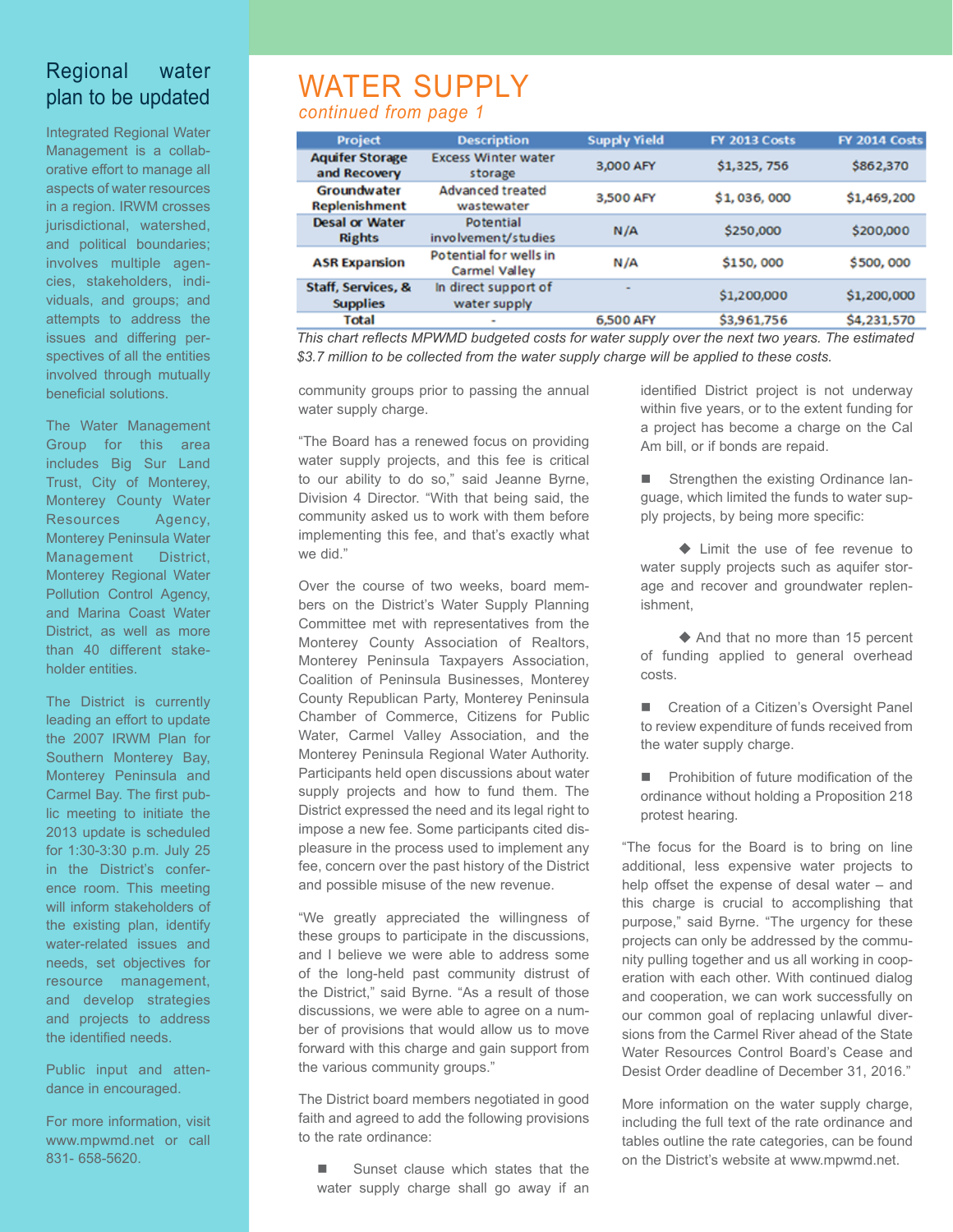## Regional water plan to be updated

Integrated Regional Water Management is a collaborative effort to manage all aspects of water resources in a region. IRWM crosses jurisdictional, watershed, and political boundaries; involves multiple agencies, stakeholders, individuals, and groups; and attempts to address the issues and differing perspectives of all the entities involved through mutually beneficial solutions.

The Water Management Group for this area includes Big Sur Land Trust, City of Monterey, Monterey County Water Resources Agency, Monterey Peninsula Water Management District, Monterey Regional Water Pollution Control Agency, and Marina Coast Water District, as well as more than 40 different stakeholder entities.

The District is currently leading an effort to update the 2007 IRWM Plan for Southern Monterey Bay, Monterey Peninsula and Carmel Bay. The first public meeting to initiate the 2013 update is scheduled for 1:30-3:30 p.m. July 25 in the District's conference room. This meeting will inform stakeholders of the existing plan, identify water-related issues and needs, set objectives for resource management, and develop strategies and projects to address the identified needs.

Public input and attendance in encouraged.

For more information, visit www.mpwmd.net or call 831- 658-5620.

# WATER SUPPLY

*continued from page 1*

| Project | Description | Supply Yield | FY 2013 Costs | FY 2014 Costs |
|---|---|---|---|---|
| Aquifer Storage and Recovery | Excess Winter water storage | 3,000 AFY | $1,325, 756 | $862,370 |
| Groundwater Replenishment | Advanced treated wastewater | 3,500 AFY | $1, 036, 000 | $1,469,200 |
| Desal or Water Rights | Potential involvement/studies | N/A | $250,000 | $200,000 |
| ASR Expansion | Potential for wells in Carmel Valley | N/A | $150, 000 | $500, 000 |
| Staff, Services, & Supplies | In direct support of water supply | - | $1,200,000 | $1,200,000 |
| Total | - | 6,500 AFY | $3,961,756 | $4,231,570 |

*This chart reflects MPWMD budgeted costs for water supply over the next two years. The estimated $3.7 million to be collected from the water supply charge will be applied to these costs.*

community groups prior to passing the annual water supply charge.

"The Board has a renewed focus on providing water supply projects, and this fee is critical to our ability to do so," said Jeanne Byrne, Division 4 Director. "With that being said, the community asked us to work with them before implementing this fee, and that's exactly what we did."

Over the course of two weeks, board members on the District's Water Supply Planning Committee met with representatives from the Monterey County Association of Realtors, Monterey Peninsula Taxpayers Association, Coalition of Peninsula Businesses, Monterey County Republican Party, Monterey Peninsula Chamber of Commerce, Citizens for Public Water, Carmel Valley Association, and the Monterey Peninsula Regional Water Authority. Participants held open discussions about water supply projects and how to fund them. The District expressed the need and its legal right to impose a new fee. Some participants cited displeasure in the process used to implement any fee, concern over the past history of the District and possible misuse of the new revenue.

"We greatly appreciated the willingness of these groups to participate in the discussions, and I believe we were able to address some of the long-held past community distrust of the District," said Byrne. "As a result of those discussions, we were able to agree on a number of provisions that would allow us to move forward with this charge and gain support from the various community groups."

The District board members negotiated in good faith and agreed to add the following provisions to the rate ordinance:

- Sunset clause which states that the water supply charge shall go away if an identified District project is not underway within five years, or to the extent funding for a project has become a charge on the Cal Am bill, or if bonds are repaid.
- Strengthen the existing Ordinance language, which limited the funds to water supply projects, by being more specific:
  - Limit the use of fee revenue to water supply projects such as aquifer storage and recover and groundwater replenishment,
  - And that no more than 15 percent of funding applied to general overhead costs.
- Creation of a Citizen's Oversight Panel to review expenditure of funds received from the water supply charge.
- Prohibition of future modification of the ordinance without holding a Proposition 218 protest hearing.

"The focus for the Board is to bring on line additional, less expensive water projects to help offset the expense of desal water – and this charge is crucial to accomplishing that purpose," said Byrne. "The urgency for these projects can only be addressed by the community pulling together and us all working in cooperation with each other. With continued dialog and cooperation, we can work successfully on our common goal of replacing unlawful diversions from the Carmel River ahead of the State Water Resources Control Board's Cease and Desist Order deadline of December 31, 2016."

More information on the water supply charge, including the full text of the rate ordinance and tables outline the rate categories, can be found on the District's website at www.mpwmd.net.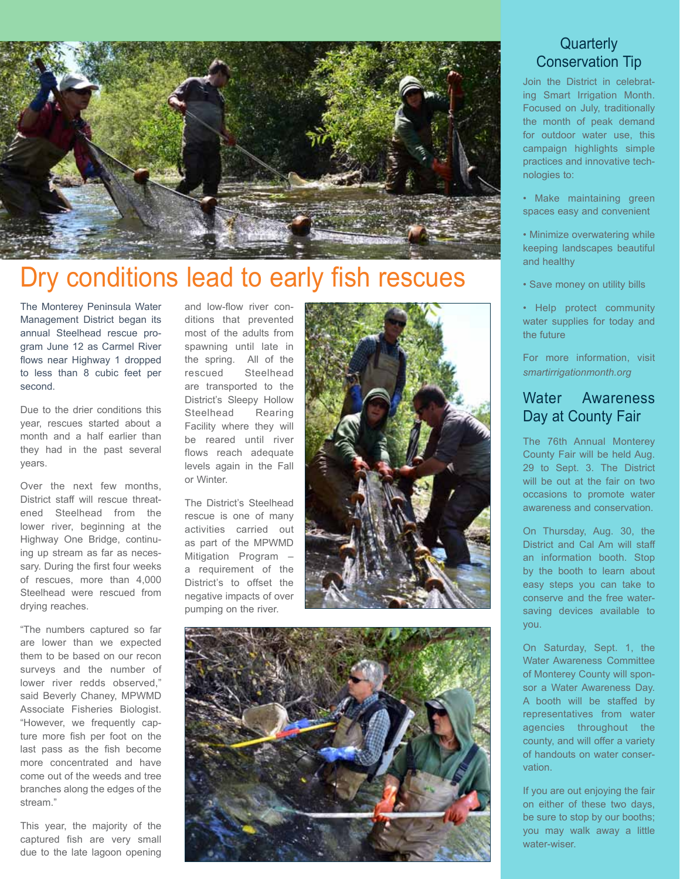# Dry conditions lead to early fish rescues

The Monterey Peninsula Water Management District began its annual Steelhead rescue program June 12 as Carmel River flows near Highway 1 dropped to less than 8 cubic feet per second.

Due to the drier conditions this year, rescues started about a month and a half earlier than they had in the past several years.

Over the next few months, District staff will rescue threatened Steelhead from the lower river, beginning at the Highway One Bridge, continuing up stream as far as necessary. During the first four weeks of rescues, more than 4,000 Steelhead were rescued from drying reaches.

"The numbers captured so far are lower than we expected them to be based on our recon surveys and the number of lower river redds observed," said Beverly Chaney, MPWMD Associate Fisheries Biologist. "However, we frequently capture more fish per foot on the last pass as the fish become more concentrated and have come out of the weeds and tree branches along the edges of the stream."

This year, the majority of the captured fish are very small due to the late lagoon opening and low-flow river conditions that prevented most of the adults from spawning until late in the spring. All of the rescued Steelhead are transported to the District's Sleepy Hollow Steelhead Rearing Facility where they will be reared until river flows reach adequate levels again in the Fall or Winter.

The District's Steelhead rescue is one of many activities carried out as part of the MPWMD Mitigation Program – a requirement of the District's to offset the negative impacts of over pumping on the river.

## Quarterly Conservation Tip

Join the District in celebrating Smart Irrigation Month. Focused on July, traditionally the month of peak demand for outdoor water use, this campaign highlights simple practices and innovative technologies to:

- Make maintaining green spaces easy and convenient
- Minimize overwatering while keeping landscapes beautiful and healthy
- Save money on utility bills
- Help protect community water supplies for today and the future

For more information, visit *smartirrigationmonth.org*

## Water Awareness Day at County Fair

The 76th Annual Monterey County Fair will be held Aug. 29 to Sept. 3. The District will be out at the fair on two occasions to promote water awareness and conservation.

On Thursday, Aug. 30, the District and Cal Am will staff an information booth. Stop by the booth to learn about easy steps you can take to conserve and the free water-saving devices available to you.

On Saturday, Sept. 1, the Water Awareness Committee of Monterey County will sponsor a Water Awareness Day. A booth will be staffed by representatives from water agencies throughout the county, and will offer a variety of handouts on water conservation.

If you are out enjoying the fair on either of these two days, be sure to stop by our booths; you may walk away a little water-wiser.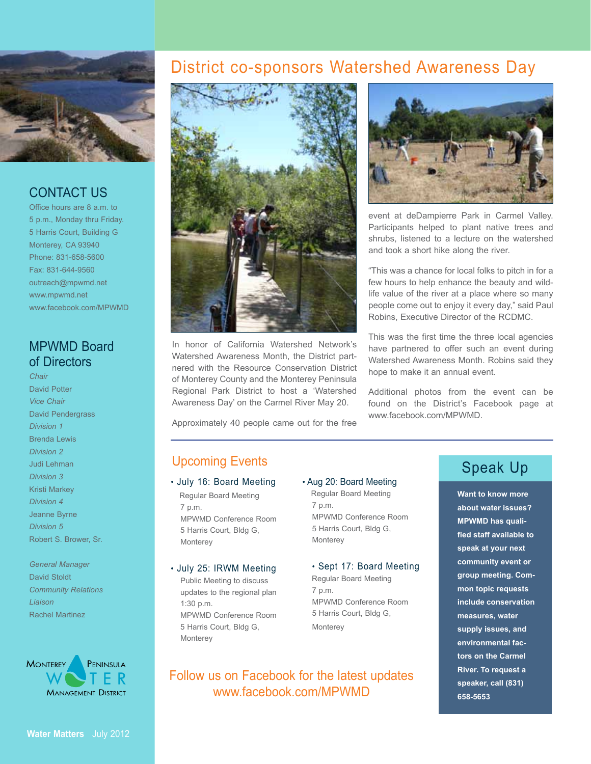# District co-sponsors Watershed Awareness Day

In honor of California Watershed Network's Watershed Awareness Month, the District partnered with the Resource Conservation District of Monterey County and the Monterey Peninsula Regional Park District to host a 'Watershed Awareness Day' on the Carmel River May 20.

Approximately 40 people came out for the free event at deDampierre Park in Carmel Valley. Participants helped to plant native trees and shrubs, listened to a lecture on the watershed and took a short hike along the river.

"This was a chance for local folks to pitch in for a few hours to help enhance the beauty and wildlife value of the river at a place where so many people come out to enjoy it every day," said Paul Robins, Executive Director of the RCDMC.

This was the first time the three local agencies have partnered to offer such an event during Watershed Awareness Month. Robins said they hope to make it an annual event.

Additional photos from the event can be found on the District's Facebook page at www.facebook.com/MPWMD.

## Upcoming Events

- **July 16: Board Meeting**
  Regular Board Meeting
  7 p.m.
  MPWMD Conference Room
  5 Harris Court, Bldg G,
  Monterey

- **July 25: IRWM Meeting**
  Public Meeting to discuss updates to the regional plan
  1:30 p.m.
  MPWMD Conference Room
  5 Harris Court, Bldg G,
  Monterey

- **Aug 20: Board Meeting**
  Regular Board Meeting
  7 p.m.
  MPWMD Conference Room
  5 Harris Court, Bldg G,
  Monterey

- **Sept 17: Board Meeting**
  Regular Board Meeting
  7 p.m.
  MPWMD Conference Room
  5 Harris Court, Bldg G,
  Monterey

Follow us on Facebook for the latest updates
www.facebook.com/MPWMD

## Speak Up

**Want to know more about water issues? MPWMD has qualified staff available to speak at your next community event or group meeting. Common topic requests include conservation measures, water supply issues, and environmental factors on the Carmel River. To request a speaker, call (831) 658-5653**

## CONTACT US

Office hours are 8 a.m. to 5 p.m., Monday thru Friday.
5 Harris Court, Building G
Monterey, CA 93940
Phone: 831-658-5600
Fax: 831-644-9560
outreach@mpwmd.net
www.mpwmd.net
www.facebook.com/MPWMD

## MPWMD Board of Directors

*Chair*
David Potter
*Vice Chair*
David Pendergrass
*Division 1*
Brenda Lewis
*Division 2*
Judi Lehman
*Division 3*
Kristi Markey
*Division 4*
Jeanne Byrne
*Division 5*
Robert S. Brower, Sr.

*General Manager*
David Stoldt
*Community Relations Liaison*
Rachel Martinez

Monterey Peninsula Water Management District

**Water Matters** July 2012